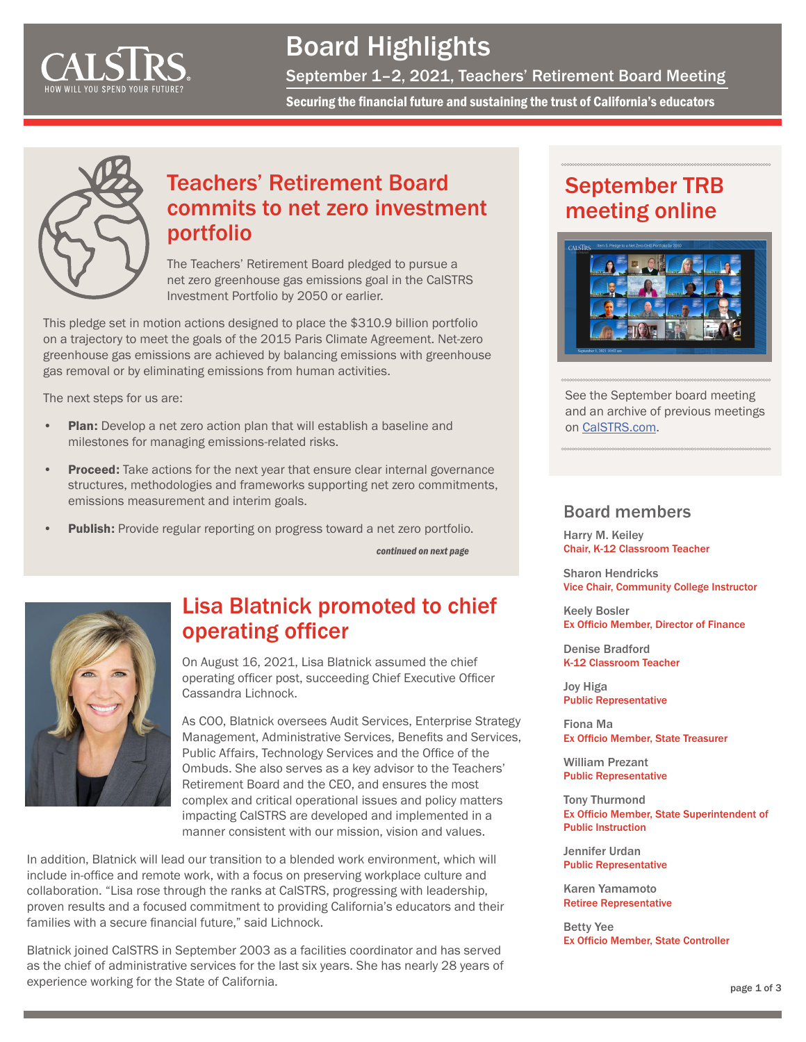# Board Highlights

September 1–2, 2021, Teachers' Retirement Board Meeting

**Securing the financial future and sustaining the trust of California's educators**

## Teachers' Retirement Board commits to net zero investment portfolio

The Teachers' Retirement Board pledged to pursue a net zero greenhouse gas emissions goal in the CalSTRS Investment Portfolio by 2050 or earlier.

This pledge set in motion actions designed to place the $310.9 billion portfolio on a trajectory to meet the goals of the 2015 Paris Climate Agreement. Net-zero greenhouse gas emissions are achieved by balancing emissions with greenhouse gas removal or by eliminating emissions from human activities.

The next steps for us are:

- **Plan:** Develop a net zero action plan that will establish a baseline and milestones for managing emissions-related risks.
- **Proceed:** Take actions for the next year that ensure clear internal governance structures, methodologies and frameworks supporting net zero commitments, emissions measurement and interim goals.
- **Publish:** Provide regular reporting on progress toward a net zero portfolio.

*continued on next page*

## Lisa Blatnick promoted to chief operating officer

On August 16, 2021, Lisa Blatnick assumed the chief operating officer post, succeeding Chief Executive Officer Cassandra Lichnock.

As COO, Blatnick oversees Audit Services, Enterprise Strategy Management, Administrative Services, Benefits and Services, Public Affairs, Technology Services and the Office of the Ombuds. She also serves as a key advisor to the Teachers' Retirement Board and the CEO, and ensures the most complex and critical operational issues and policy matters impacting CalSTRS are developed and implemented in a manner consistent with our mission, vision and values.

In addition, Blatnick will lead our transition to a blended work environment, which will include in-office and remote work, with a focus on preserving workplace culture and collaboration. "Lisa rose through the ranks at CalSTRS, progressing with leadership, proven results and a focused commitment to providing California's educators and their families with a secure financial future," said Lichnock.

Blatnick joined CalSTRS in September 2003 as a facilities coordinator and has served as the chief of administrative services for the last six years. She has nearly 28 years of experience working for the State of California.

## September TRB meeting online

See the September board meeting and an archive of previous meetings on CalSTRS.com.

## Board members

Harry M. Keiley
Chair, K-12 Classroom Teacher

Sharon Hendricks
Vice Chair, Community College Instructor

Keely Bosler
Ex Officio Member, Director of Finance

Denise Bradford
K-12 Classroom Teacher

Joy Higa
Public Representative

Fiona Ma
Ex Officio Member, State Treasurer

William Prezant
Public Representative

Tony Thurmond
Ex Officio Member, State Superintendent of Public Instruction

Jennifer Urdan
Public Representative

Karen Yamamoto
Retiree Representative

Betty Yee
Ex Officio Member, State Controller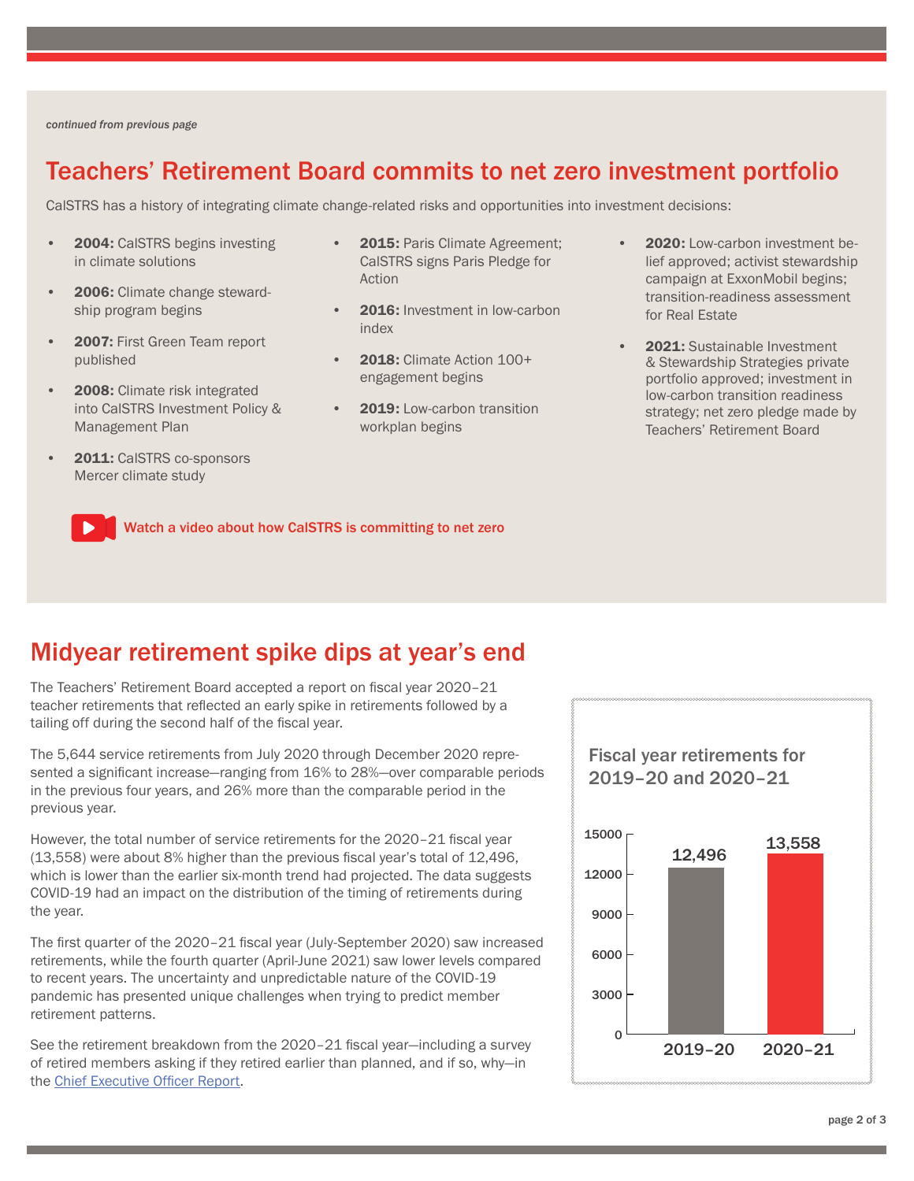*continued from previous page*

## Teachers' Retirement Board commits to net zero investment portfolio

CalSTRS has a history of integrating climate change-related risks and opportunities into investment decisions:

- **2004:** CalSTRS begins investing in climate solutions
- **2006:** Climate change stewardship program begins
- **2007:** First Green Team report published
- **2008:** Climate risk integrated into CalSTRS Investment Policy & Management Plan
- **2011:** CalSTRS co-sponsors Mercer climate study
- **2015:** Paris Climate Agreement; CalSTRS signs Paris Pledge for Action
- **2016:** Investment in low-carbon index
- **2018:** Climate Action 100+ engagement begins
- **2019:** Low-carbon transition workplan begins
- **2020:** Low-carbon investment belief approved; activist stewardship campaign at ExxonMobil begins; transition-readiness assessment for Real Estate
- **2021:** Sustainable Investment & Stewardship Strategies private portfolio approved; investment in low-carbon transition readiness strategy; net zero pledge made by Teachers' Retirement Board

Watch a video about how CalSTRS is committing to net zero

## Midyear retirement spike dips at year's end

The Teachers' Retirement Board accepted a report on fiscal year 2020–21 teacher retirements that reflected an early spike in retirements followed by a tailing off during the second half of the fiscal year.

The 5,644 service retirements from July 2020 through December 2020 represented a significant increase—ranging from 16% to 28%—over comparable periods in the previous four years, and 26% more than the comparable period in the previous year.

However, the total number of service retirements for the 2020–21 fiscal year (13,558) were about 8% higher than the previous fiscal year's total of 12,496, which is lower than the earlier six-month trend had projected. The data suggests COVID-19 had an impact on the distribution of the timing of retirements during the year.

The first quarter of the 2020–21 fiscal year (July-September 2020) saw increased retirements, while the fourth quarter (April-June 2021) saw lower levels compared to recent years. The uncertainty and unpredictable nature of the COVID-19 pandemic has presented unique challenges when trying to predict member retirement patterns.

See the retirement breakdown from the 2020–21 fiscal year—including a survey of retired members asking if they retired earlier than planned, and if so, why—in the Chief Executive Officer Report.

**Fiscal year retirements for 2019–20 and 2020–21**

| Fiscal year | Retirements |
|---|---|
| 2019–20 | 12,496 |
| 2020–21 | 13,558 |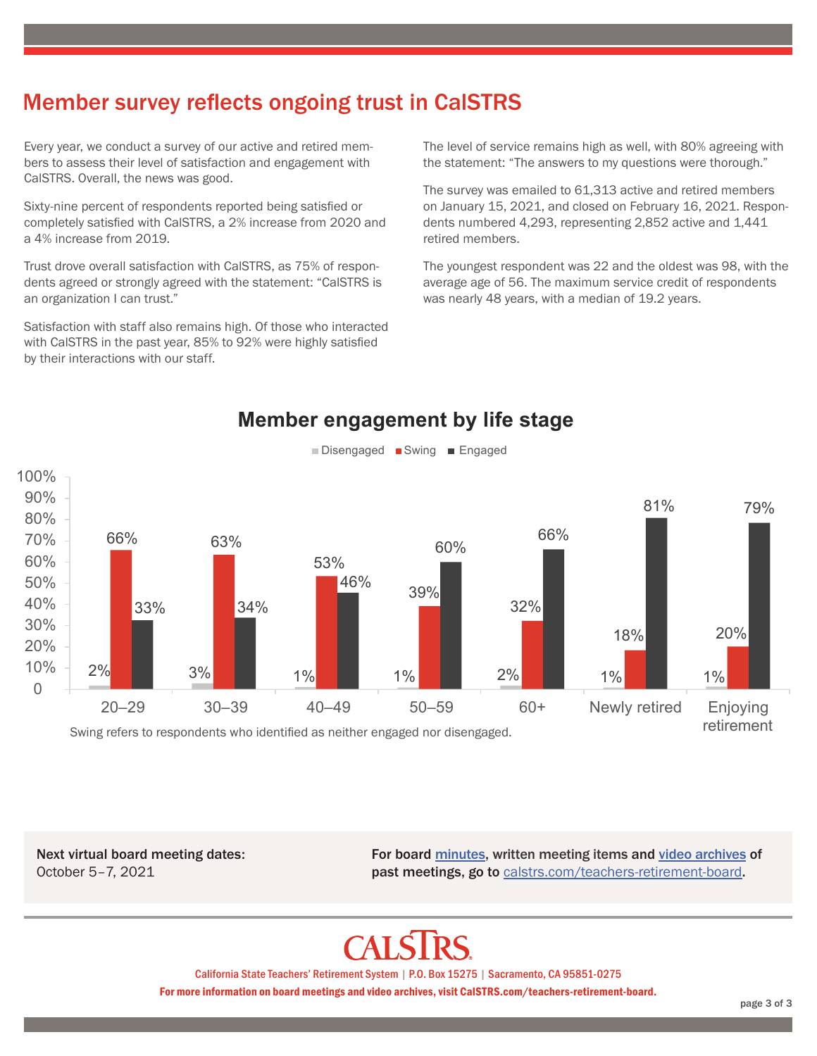# Member survey reflects ongoing trust in CalSTRS

Every year, we conduct a survey of our active and retired members to assess their level of satisfaction and engagement with CalSTRS. Overall, the news was good.

Sixty-nine percent of respondents reported being satisfied or completely satisfied with CalSTRS, a 2% increase from 2020 and a 4% increase from 2019.

Trust drove overall satisfaction with CalSTRS, as 75% of respondents agreed or strongly agreed with the statement: “CalSTRS is an organization I can trust.”

Satisfaction with staff also remains high. Of those who interacted with CalSTRS in the past year, 85% to 92% were highly satisfied by their interactions with our staff.

The level of service remains high as well, with 80% agreeing with the statement: “The answers to my questions were thorough.”

The survey was emailed to 61,313 active and retired members on January 15, 2021, and closed on February 16, 2021. Respondents numbered 4,293, representing 2,852 active and 1,441 retired members.

The youngest respondent was 22 and the oldest was 98, with the average age of 56. The maximum service credit of respondents was nearly 48 years, with a median of 19.2 years.

## Member engagement by life stage

Disengaged  Swing  Engaged

100%
90%
80%
70%
60%
50%
40%
30%
20%
10%
0

20–29: 2% 66% 33%
30–39: 3% 63% 34%
40–49: 1% 53% 46%
50–59: 1% 39% 60%
60+: 2% 32% 66%
Newly retired: 1% 18% 81%
Enjoying retirement: 1% 20% 79%

Swing refers to respondents who identified as neither engaged nor disengaged.

**Next virtual board meeting dates:**
October 5–7, 2021

**For board minutes, written meeting items and video archives of past meetings, go to calstrs.com/teachers-retirement-board.**

CALSTRS

California State Teachers’ Retirement System | P.O. Box 15275 | Sacramento, CA 95851-0275

**For more information on board meetings and video archives, visit CalSTRS.com/teachers-retirement-board.**